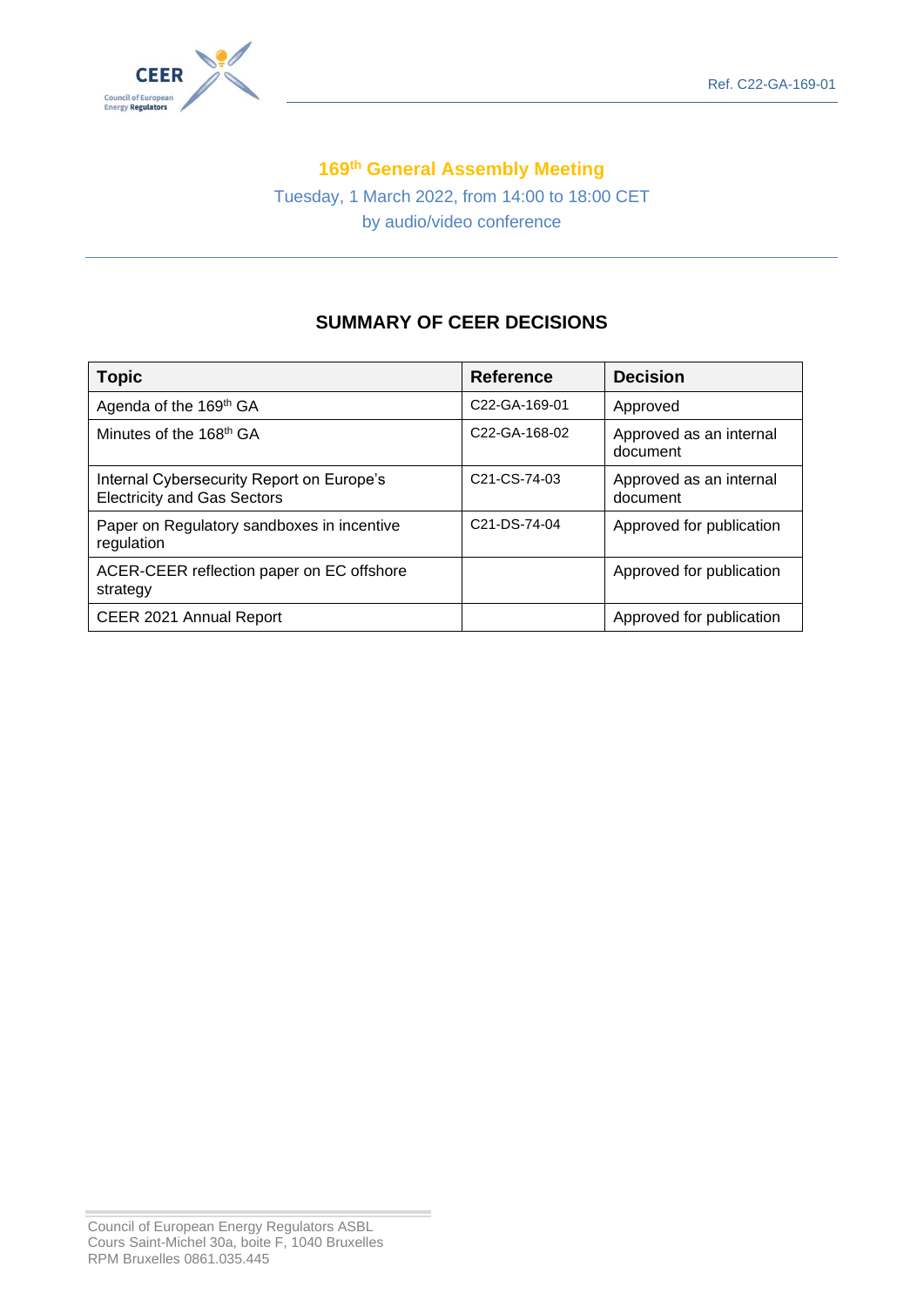Ref. C22-GA-169-01

# 169th General Assembly Meeting

Tuesday, 1 March 2022, from 14:00 to 18:00 CET
by audio/video conference

## SUMMARY OF CEER DECISIONS

| Topic | Reference | Decision |
|---|---|---|
| Agenda of the 169th GA | C22-GA-169-01 | Approved |
| Minutes of the 168th GA | C22-GA-168-02 | Approved as an internal document |
| Internal Cybersecurity Report on Europe's Electricity and Gas Sectors | C21-CS-74-03 | Approved as an internal document |
| Paper on Regulatory sandboxes in incentive regulation | C21-DS-74-04 | Approved for publication |
| ACER-CEER reflection paper on EC offshore strategy | | Approved for publication |
| CEER 2021 Annual Report | | Approved for publication |

Council of European Energy Regulators ASBL
Cours Saint-Michel 30a, boite F, 1040 Bruxelles
RPM Bruxelles 0861.035.445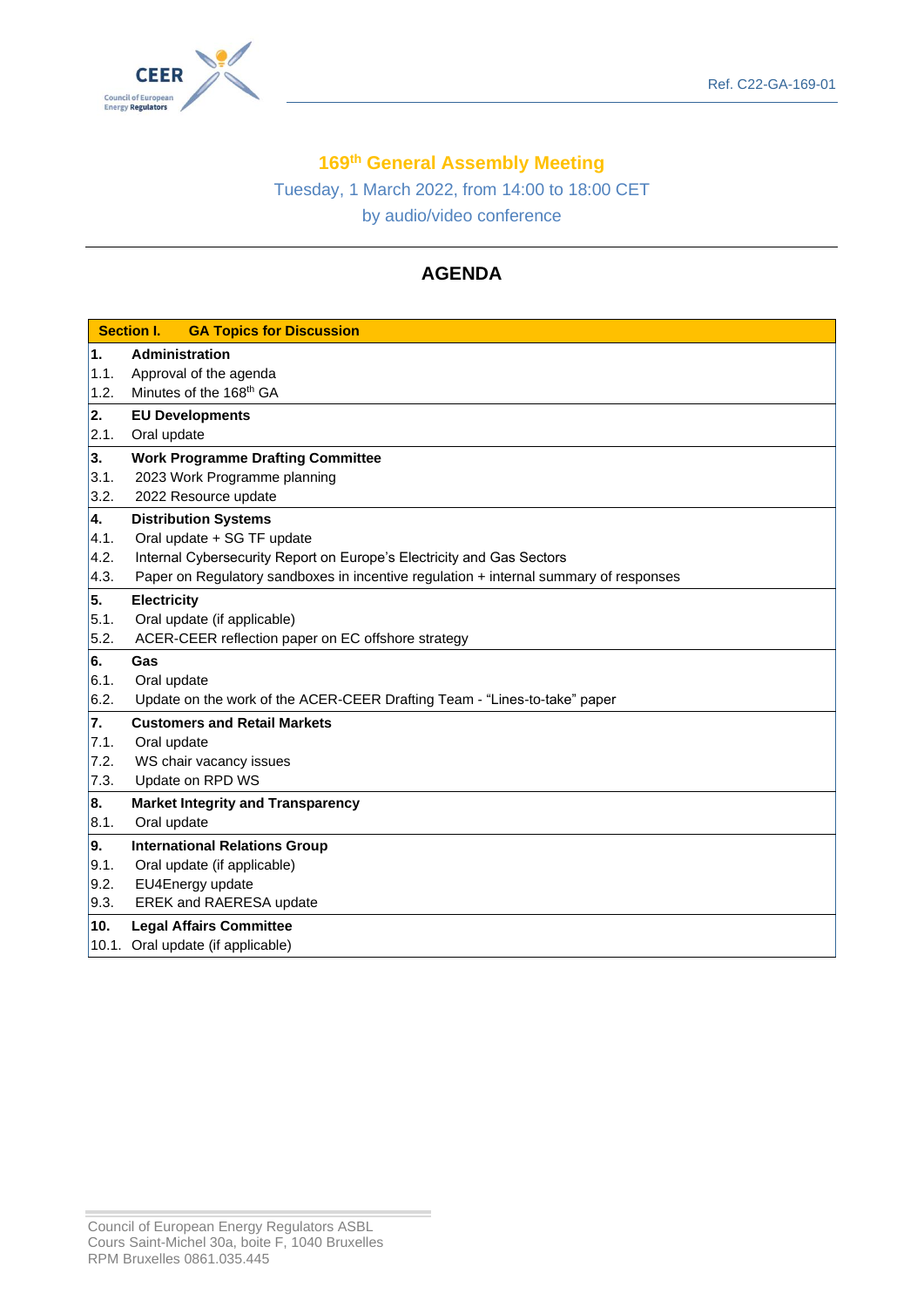Ref. C22-GA-169-01

# 169th General Assembly Meeting

Tuesday, 1 March 2022, from 14:00 to 18:00 CET

by audio/video conference

## AGENDA

| **Section I.** | **GA Topics for Discussion** |
|---|---|
| **1.** | **Administration** |
| 1.1. | Approval of the agenda |
| 1.2. | Minutes of the 168th GA |
| **2.** | **EU Developments** |
| 2.1. | Oral update |
| **3.** | **Work Programme Drafting Committee** |
| 3.1. | 2023 Work Programme planning |
| 3.2. | 2022 Resource update |
| **4.** | **Distribution Systems** |
| 4.1. | Oral update + SG TF update |
| 4.2. | Internal Cybersecurity Report on Europe's Electricity and Gas Sectors |
| 4.3. | Paper on Regulatory sandboxes in incentive regulation + internal summary of responses |
| **5.** | **Electricity** |
| 5.1. | Oral update (if applicable) |
| 5.2. | ACER-CEER reflection paper on EC offshore strategy |
| **6.** | **Gas** |
| 6.1. | Oral update |
| 6.2. | Update on the work of the ACER-CEER Drafting Team - "Lines-to-take" paper |
| **7.** | **Customers and Retail Markets** |
| 7.1. | Oral update |
| 7.2. | WS chair vacancy issues |
| 7.3. | Update on RPD WS |
| **8.** | **Market Integrity and Transparency** |
| 8.1. | Oral update |
| **9.** | **International Relations Group** |
| 9.1. | Oral update (if applicable) |
| 9.2. | EU4Energy update |
| 9.3. | EREK and RAERESA update |
| **10.** | **Legal Affairs Committee** |
| 10.1. | Oral update (if applicable) |

Council of European Energy Regulators ASBL
Cours Saint-Michel 30a, boite F, 1040 Bruxelles
RPM Bruxelles 0861.035.445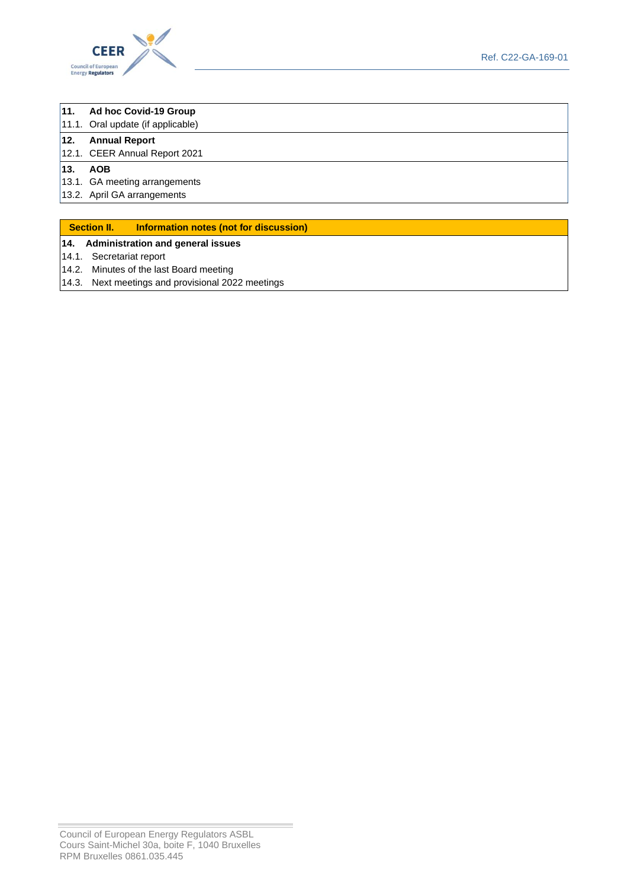| | |
|---|---|
| **11.** | **Ad hoc Covid-19 Group** |
| 11.1. | Oral update (if applicable) |
| **12.** | **Annual Report** |
| 12.1. | CEER Annual Report 2021 |
| **13.** | **AOB** |
| 13.1. | GA meeting arrangements |
| 13.2. | April GA arrangements |

| | |
|---|---|
| **Section II.** | **Information notes (not for discussion)** |
| **14.** | **Administration and general issues** |
| 14.1. | Secretariat report |
| 14.2. | Minutes of the last Board meeting |
| 14.3. | Next meetings and provisional 2022 meetings |

Council of European Energy Regulators ASBL
Cours Saint-Michel 30a, boite F, 1040 Bruxelles
RPM Bruxelles 0861.035.445